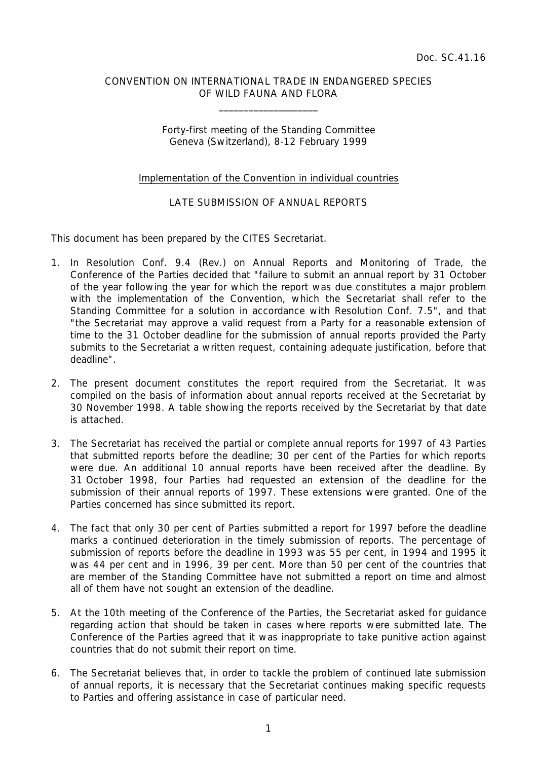Doc. SC.41.16

CONVENTION ON INTERNATIONAL TRADE IN ENDANGERED SPECIES OF WILD FAUNA AND FLORA

____________________

Forty-first meeting of the Standing Committee
Geneva (Switzerland), 8-12 February 1999

Implementation of the Convention in individual countries

LATE SUBMISSION OF ANNUAL REPORTS

This document has been prepared by the CITES Secretariat.

1. In Resolution Conf. 9.4 (Rev.) on Annual Reports and Monitoring of Trade, the Conference of the Parties decided that "failure to submit an annual report by 31 October of the year following the year for which the report was due constitutes a major problem with the implementation of the Convention, which the Secretariat shall refer to the Standing Committee for a solution in accordance with Resolution Conf. 7.5", and that "the Secretariat may approve a valid request from a Party for a reasonable extension of time to the 31 October deadline for the submission of annual reports provided the Party submits to the Secretariat a written request, containing adequate justification, before that deadline".

2. The present document constitutes the report required from the Secretariat. It was compiled on the basis of information about annual reports received at the Secretariat by 30 November 1998. A table showing the reports received by the Secretariat by that date is attached.

3. The Secretariat has received the partial or complete annual reports for 1997 of 43 Parties that submitted reports before the deadline; 30 per cent of the Parties for which reports were due. An additional 10 annual reports have been received after the deadline. By 31 October 1998, four Parties had requested an extension of the deadline for the submission of their annual reports of 1997. These extensions were granted. One of the Parties concerned has since submitted its report.

4. The fact that only 30 per cent of Parties submitted a report for 1997 before the deadline marks a continued deterioration in the timely submission of reports. The percentage of submission of reports before the deadline in 1993 was 55 per cent, in 1994 and 1995 it was 44 per cent and in 1996, 39 per cent. More than 50 per cent of the countries that are member of the Standing Committee have not submitted a report on time and almost all of them have not sought an extension of the deadline.

5. At the 10th meeting of the Conference of the Parties, the Secretariat asked for guidance regarding action that should be taken in cases where reports were submitted late. The Conference of the Parties agreed that it was inappropriate to take punitive action against countries that do not submit their report on time.

6. The Secretariat believes that, in order to tackle the problem of continued late submission of annual reports, it is necessary that the Secretariat continues making specific requests to Parties and offering assistance in case of particular need.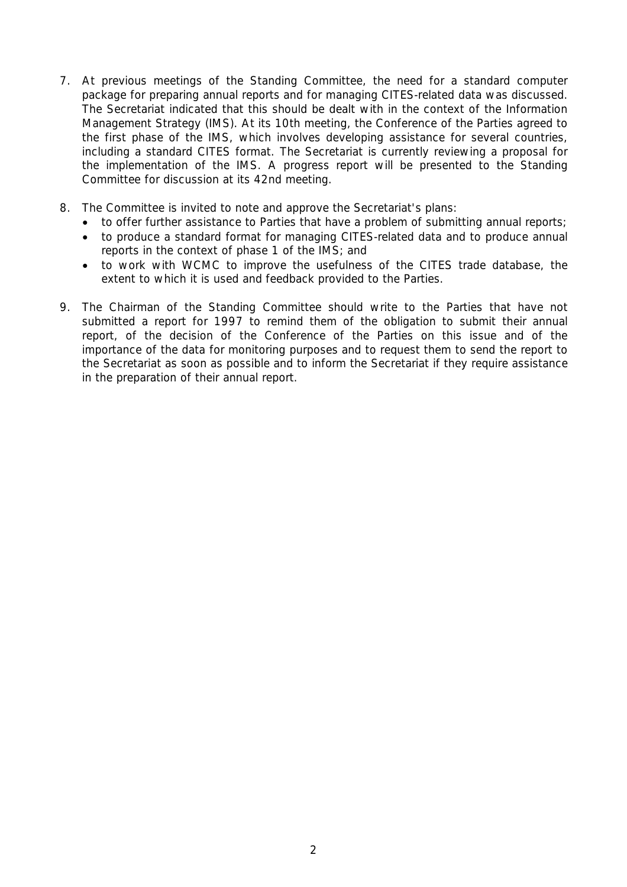7. At previous meetings of the Standing Committee, the need for a standard computer package for preparing annual reports and for managing CITES-related data was discussed. The Secretariat indicated that this should be dealt with in the context of the Information Management Strategy (IMS). At its 10th meeting, the Conference of the Parties agreed to the first phase of the IMS, which involves developing assistance for several countries, including a standard CITES format. The Secretariat is currently reviewing a proposal for the implementation of the IMS. A progress report will be presented to the Standing Committee for discussion at its 42nd meeting.

8. The Committee is invited to note and approve the Secretariat's plans:
   - to offer further assistance to Parties that have a problem of submitting annual reports;
   - to produce a standard format for managing CITES-related data and to produce annual reports in the context of phase 1 of the IMS; and
   - to work with WCMC to improve the usefulness of the CITES trade database, the extent to which it is used and feedback provided to the Parties.

9. The Chairman of the Standing Committee should write to the Parties that have not submitted a report for 1997 to remind them of the obligation to submit their annual report, of the decision of the Conference of the Parties on this issue and of the importance of the data for monitoring purposes and to request them to send the report to the Secretariat as soon as possible and to inform the Secretariat if they require assistance in the preparation of their annual report.